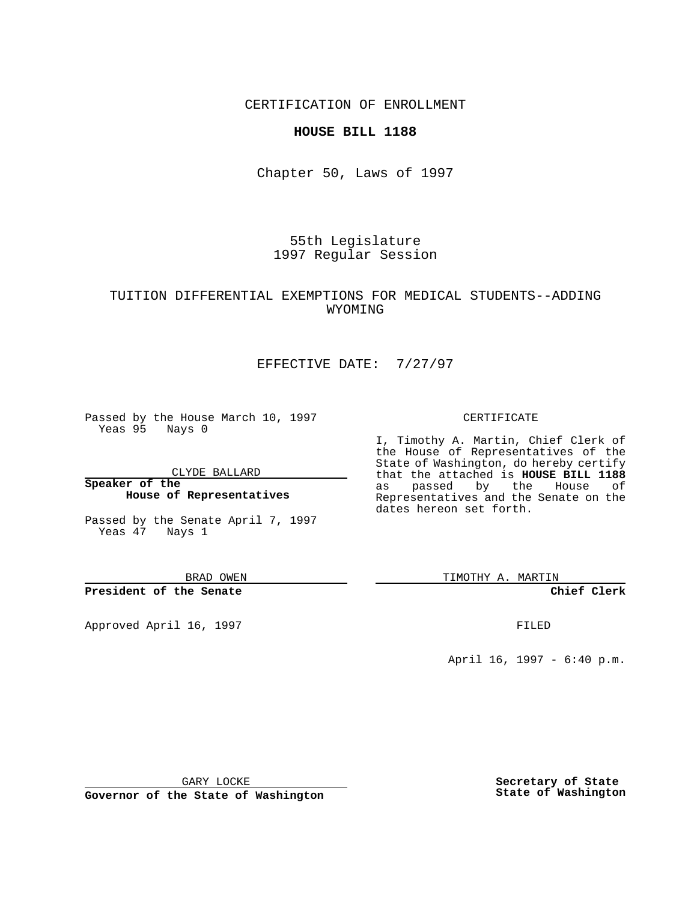CERTIFICATION OF ENROLLMENT

**HOUSE BILL 1188**

Chapter 50, Laws of 1997

55th Legislature
1997 Regular Session

TUITION DIFFERENTIAL EXEMPTIONS FOR MEDICAL STUDENTS--ADDING WYOMING

EFFECTIVE DATE: 7/27/97

Passed by the House March 10, 1997
Yeas 95 Nays 0

CLYDE BALLARD

**Speaker of the House of Representatives**

Passed by the Senate April 7, 1997
Yeas 47 Nays 1

BRAD OWEN

**President of the Senate**

Approved April 16, 1997

GARY LOCKE

**Governor of the State of Washington**

CERTIFICATE

I, Timothy A. Martin, Chief Clerk of the House of Representatives of the State of Washington, do hereby certify that the attached is **HOUSE BILL 1188** as passed by the House of Representatives and the Senate on the dates hereon set forth.

TIMOTHY A. MARTIN

**Chief Clerk**

FILED

April 16, 1997 - 6:40 p.m.

**Secretary of State**
**State of Washington**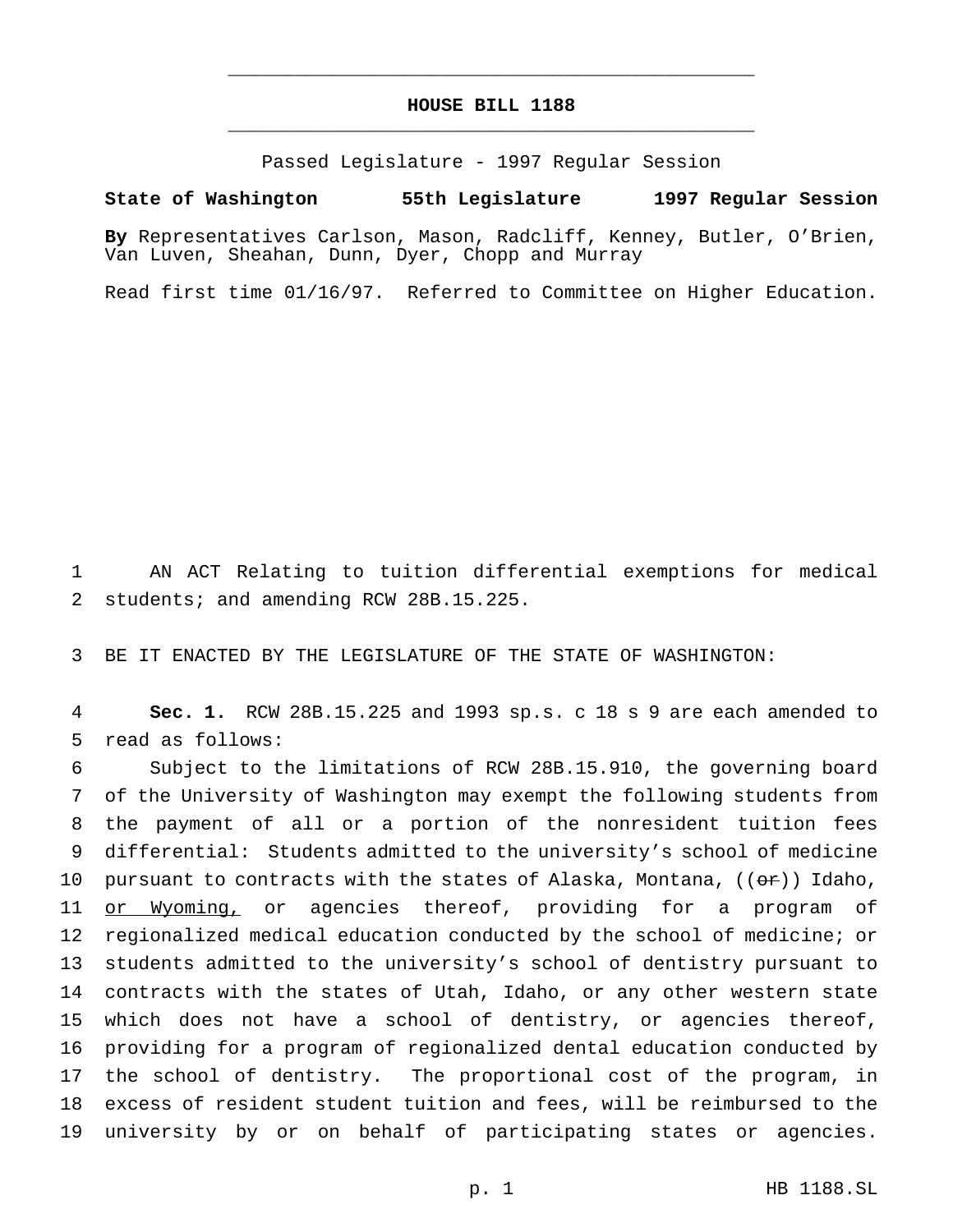# HOUSE BILL 1188

Passed Legislature - 1997 Regular Session

**State of Washington 55th Legislature 1997 Regular Session**

**By** Representatives Carlson, Mason, Radcliff, Kenney, Butler, O'Brien, Van Luven, Sheahan, Dunn, Dyer, Chopp and Murray

Read first time 01/16/97. Referred to Committee on Higher Education.

1 AN ACT Relating to tuition differential exemptions for medical
2 students; and amending RCW 28B.15.225.

3 BE IT ENACTED BY THE LEGISLATURE OF THE STATE OF WASHINGTON:

4 **Sec. 1.** RCW 28B.15.225 and 1993 sp.s. c 18 s 9 are each amended to
5 read as follows:

6 Subject to the limitations of RCW 28B.15.910, the governing board
7 of the University of Washington may exempt the following students from
8 the payment of all or a portion of the nonresident tuition fees
9 differential: Students admitted to the university's school of medicine
10 pursuant to contracts with the states of Alaska, Montana, ((~~or~~)) Idaho,
11 <u>or Wyoming,</u> or agencies thereof, providing for a program of
12 regionalized medical education conducted by the school of medicine; or
13 students admitted to the university's school of dentistry pursuant to
14 contracts with the states of Utah, Idaho, or any other western state
15 which does not have a school of dentistry, or agencies thereof,
16 providing for a program of regionalized dental education conducted by
17 the school of dentistry. The proportional cost of the program, in
18 excess of resident student tuition and fees, will be reimbursed to the
19 university by or on behalf of participating states or agencies.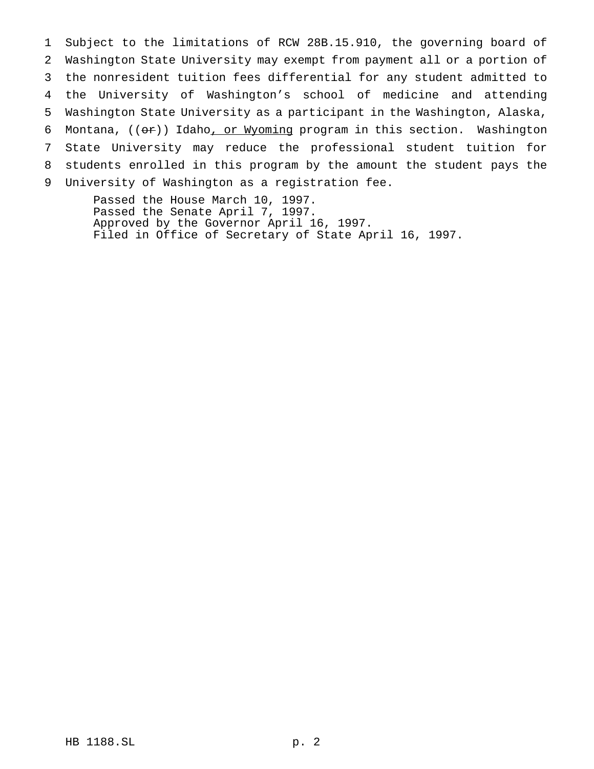Subject to the limitations of RCW 28B.15.910, the governing board of Washington State University may exempt from payment all or a portion of the nonresident tuition fees differential for any student admitted to the University of Washington's school of medicine and attending Washington State University as a participant in the Washington, Alaska, Montana, ((~~or~~)) Idaho<u>, or Wyoming</u> program in this section. Washington State University may reduce the professional student tuition for students enrolled in this program by the amount the student pays the University of Washington as a registration fee.

Passed the House March 10, 1997.
Passed the Senate April 7, 1997.
Approved by the Governor April 16, 1997.
Filed in Office of Secretary of State April 16, 1997.